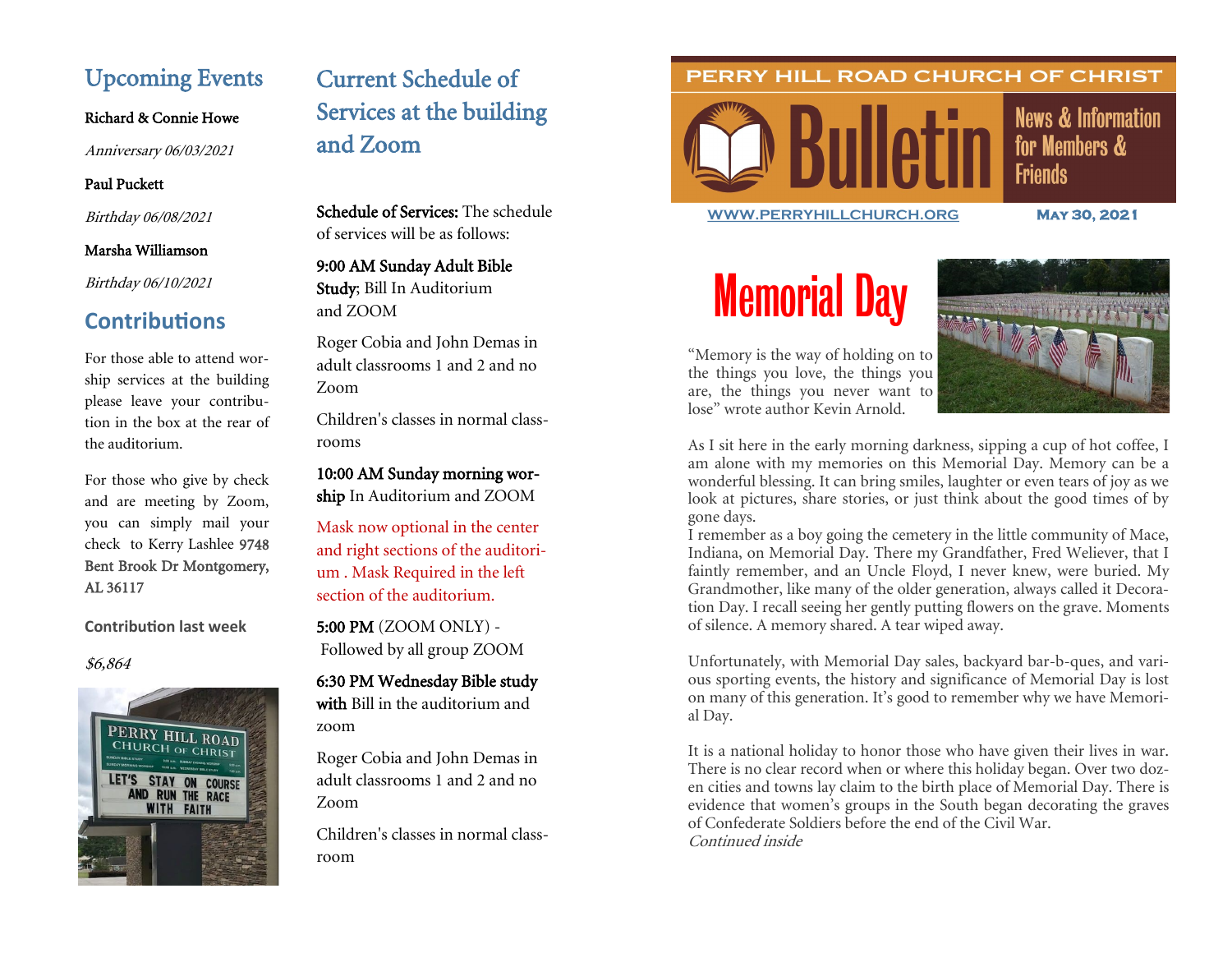## Upcoming Events

Richard & Connie Howe

*Anniversary 06/03/2021*

Paul Puckett

*Birthday 06/08/2021*

Marsha Williamson

*Birthday 06/10/2021*

## Contributions

For those able to attend worship services at the building please leave your contribution in the box at the rear of the auditorium.

For those who give by check and are meeting by Zoom, you can simply mail your check to Kerry Lashlee 9748 Bent Brook Dr Montgomery, AL 36117

**Contribution last week**

*$6,864*

## Current Schedule of Services at the building and Zoom

**Schedule of Services:** The schedule of services will be as follows:

**9:00 AM Sunday Adult Bible Study**; Bill In Auditorium and ZOOM

Roger Cobia and John Demas in adult classrooms 1 and 2 and no Zoom

Children's classes in normal classrooms

**10:00 AM Sunday morning worship** In Auditorium and ZOOM

Mask now optional in the center and right sections of the auditorium . Mask Required in the left section of the auditorium.

**5:00 PM** (ZOOM ONLY) - Followed by all group ZOOM

**6:30 PM Wednesday Bible study with** Bill in the auditorium and zoom

Roger Cobia and John Demas in adult classrooms 1 and 2 and no Zoom

Children's classes in normal classroom

# PERRY HILL ROAD CHURCH OF CHRIST Bulletin

News & Information for Members & Friends

WWW.PERRYHILLCHURCH.ORG

May 30, 2021

# Memorial Day

"Memory is the way of holding on to the things you love, the things you are, the things you never want to lose" wrote author Kevin Arnold.

As I sit here in the early morning darkness, sipping a cup of hot coffee, I am alone with my memories on this Memorial Day. Memory can be a wonderful blessing. It can bring smiles, laughter or even tears of joy as we look at pictures, share stories, or just think about the good times of by gone days.

I remember as a boy going the cemetery in the little community of Mace, Indiana, on Memorial Day. There my Grandfather, Fred Weliever, that I faintly remember, and an Uncle Floyd, I never knew, were buried. My Grandmother, like many of the older generation, always called it Decoration Day. I recall seeing her gently putting flowers on the grave. Moments of silence. A memory shared. A tear wiped away.

Unfortunately, with Memorial Day sales, backyard bar-b-ques, and various sporting events, the history and significance of Memorial Day is lost on many of this generation. It's good to remember why we have Memorial Day.

It is a national holiday to honor those who have given their lives in war. There is no clear record when or where this holiday began. Over two dozen cities and towns lay claim to the birth place of Memorial Day. There is evidence that women's groups in the South began decorating the graves of Confederate Soldiers before the end of the Civil War.

*Continued inside*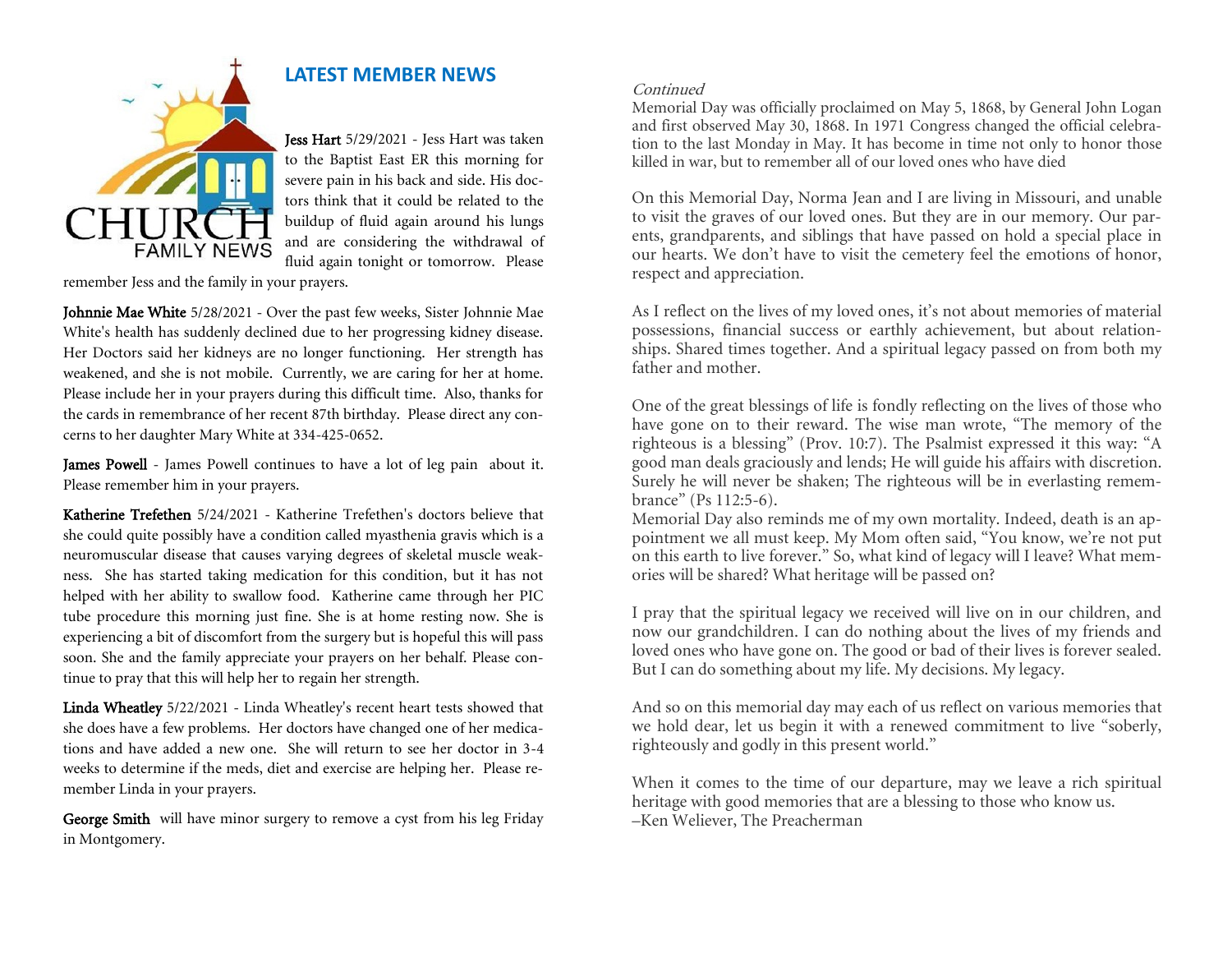## LATEST MEMBER NEWS

CHURCH FAMILY NEWS

**Jess Hart** 5/29/2021 - Jess Hart was taken to the Baptist East ER this morning for severe pain in his back and side. His doctors think that it could be related to the buildup of fluid again around his lungs and are considering the withdrawal of fluid again tonight or tomorrow. Please remember Jess and the family in your prayers.

**Johnnie Mae White** 5/28/2021 - Over the past few weeks, Sister Johnnie Mae White's health has suddenly declined due to her progressing kidney disease. Her Doctors said her kidneys are no longer functioning. Her strength has weakened, and she is not mobile. Currently, we are caring for her at home. Please include her in your prayers during this difficult time. Also, thanks for the cards in remembrance of her recent 87th birthday. Please direct any concerns to her daughter Mary White at 334-425-0652.

**James Powell** - James Powell continues to have a lot of leg pain about it. Please remember him in your prayers.

**Katherine Trefethen** 5/24/2021 - Katherine Trefethen's doctors believe that she could quite possibly have a condition called myasthenia gravis which is a neuromuscular disease that causes varying degrees of skeletal muscle weakness. She has started taking medication for this condition, but it has not helped with her ability to swallow food. Katherine came through her PIC tube procedure this morning just fine. She is at home resting now. She is experiencing a bit of discomfort from the surgery but is hopeful this will pass soon. She and the family appreciate your prayers on her behalf. Please continue to pray that this will help her to regain her strength.

**Linda Wheatley** 5/22/2021 - Linda Wheatley's recent heart tests showed that she does have a few problems. Her doctors have changed one of her medications and have added a new one. She will return to see her doctor in 3-4 weeks to determine if the meds, diet and exercise are helping her. Please remember Linda in your prayers.

**George Smith** will have minor surgery to remove a cyst from his leg Friday in Montgomery.

*Continued*

Memorial Day was officially proclaimed on May 5, 1868, by General John Logan and first observed May 30, 1868. In 1971 Congress changed the official celebration to the last Monday in May. It has become in time not only to honor those killed in war, but to remember all of our loved ones who have died

On this Memorial Day, Norma Jean and I are living in Missouri, and unable to visit the graves of our loved ones. But they are in our memory. Our parents, grandparents, and siblings that have passed on hold a special place in our hearts. We don't have to visit the cemetery feel the emotions of honor, respect and appreciation.

As I reflect on the lives of my loved ones, it's not about memories of material possessions, financial success or earthly achievement, but about relationships. Shared times together. And a spiritual legacy passed on from both my father and mother.

One of the great blessings of life is fondly reflecting on the lives of those who have gone on to their reward. The wise man wrote, "The memory of the righteous is a blessing" (Prov. 10:7). The Psalmist expressed it this way: "A good man deals graciously and lends; He will guide his affairs with discretion. Surely he will never be shaken; The righteous will be in everlasting remembrance" (Ps 112:5-6).

Memorial Day also reminds me of my own mortality. Indeed, death is an appointment we all must keep. My Mom often said, "You know, we're not put on this earth to live forever." So, what kind of legacy will I leave? What memories will be shared? What heritage will be passed on?

I pray that the spiritual legacy we received will live on in our children, and now our grandchildren. I can do nothing about the lives of my friends and loved ones who have gone on. The good or bad of their lives is forever sealed. But I can do something about my life. My decisions. My legacy.

And so on this memorial day may each of us reflect on various memories that we hold dear, let us begin it with a renewed commitment to live "soberly, righteously and godly in this present world."

When it comes to the time of our departure, may we leave a rich spiritual heritage with good memories that are a blessing to those who know us.

–Ken Weliever, The Preacherman